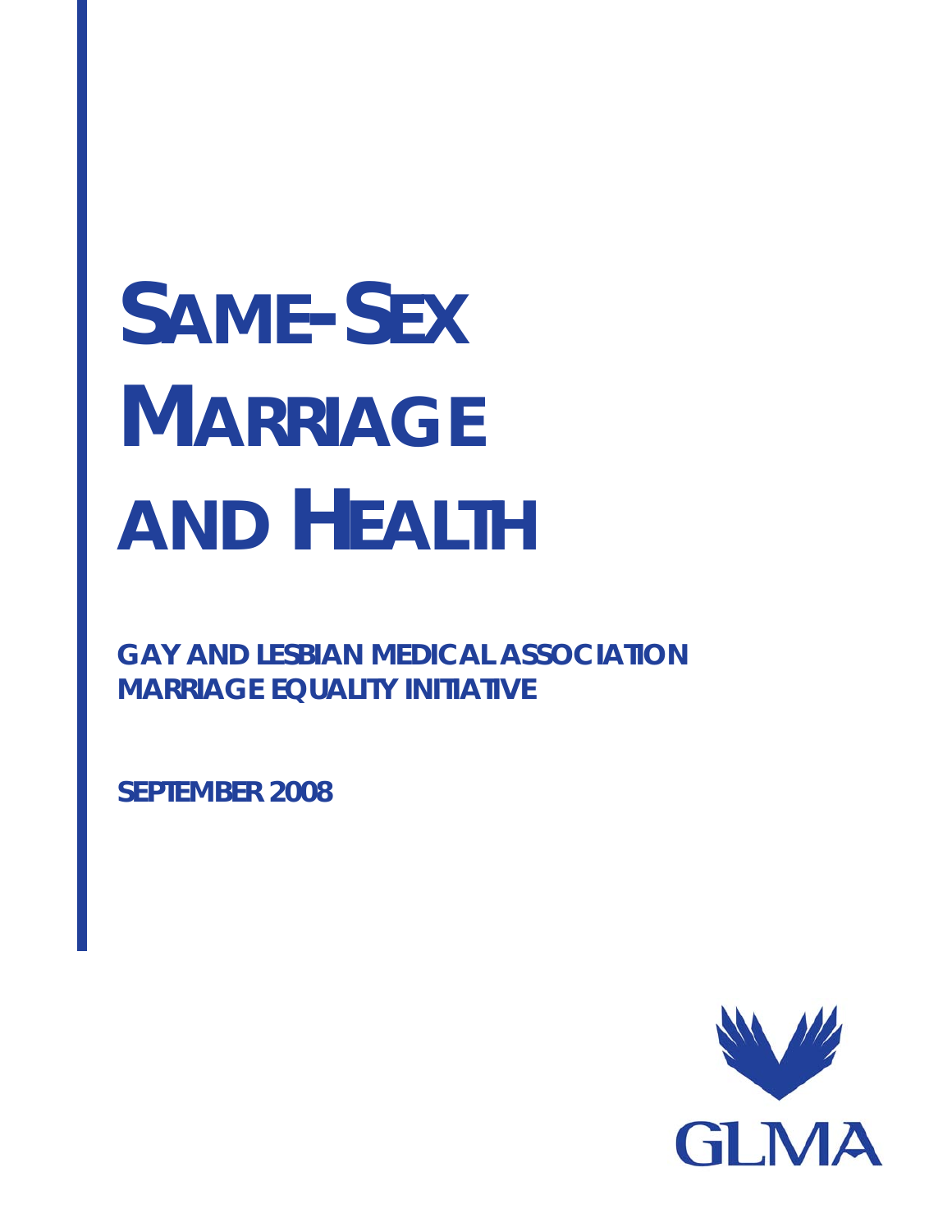# SAME-SEX MARRIAGE AND HEALTH

**GAY AND LESBIAN MEDICAL ASSOCIATION MARRIAGE EQUALITY INITIATIVE**

**SEPTEMBER 2008**

GLMA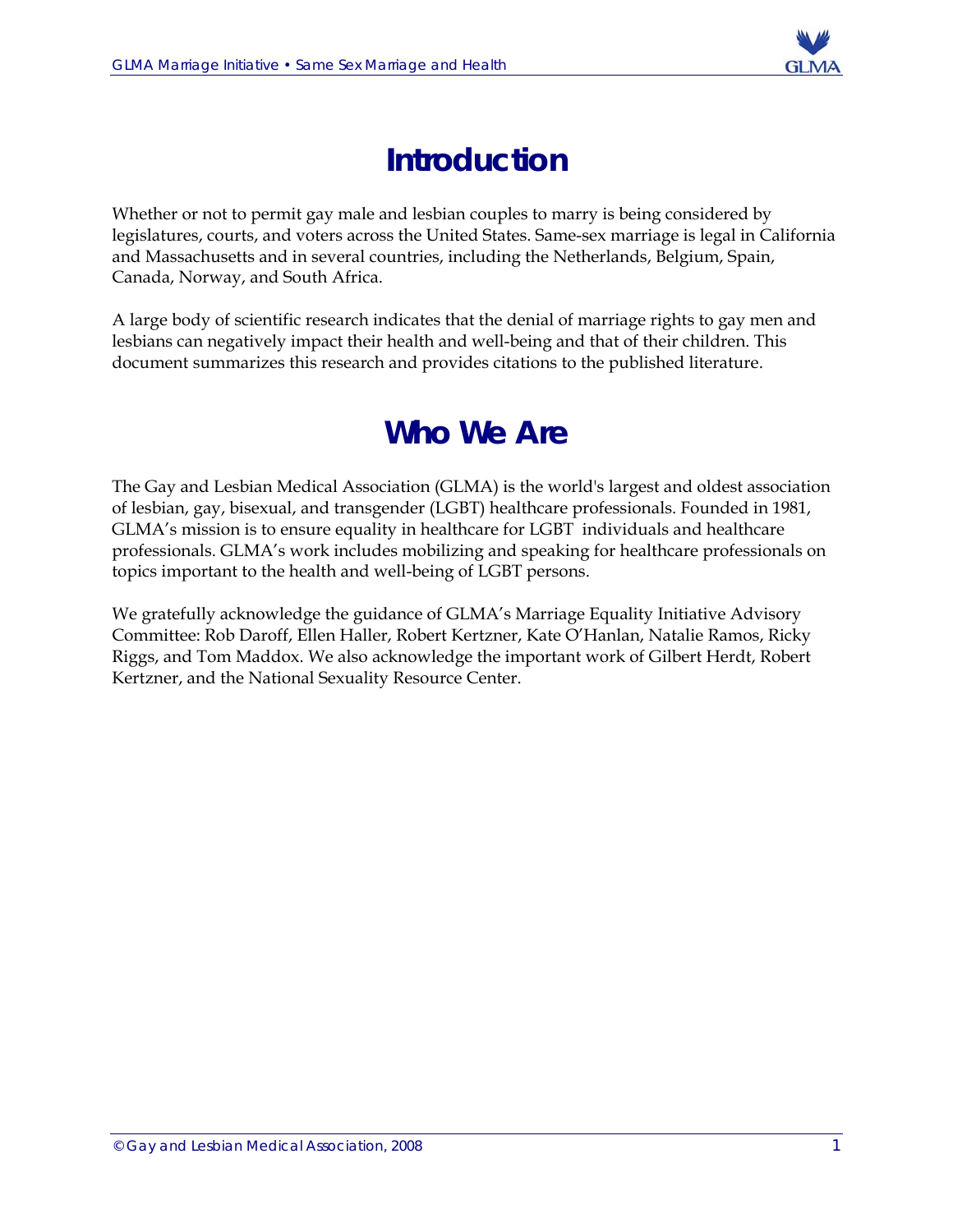# Introduction

Whether or not to permit gay male and lesbian couples to marry is being considered by legislatures, courts, and voters across the United States. Same-sex marriage is legal in California and Massachusetts and in several countries, including the Netherlands, Belgium, Spain, Canada, Norway, and South Africa.

A large body of scientific research indicates that the denial of marriage rights to gay men and lesbians can negatively impact their health and well-being and that of their children. This document summarizes this research and provides citations to the published literature.

# Who We Are

The Gay and Lesbian Medical Association (GLMA) is the world's largest and oldest association of lesbian, gay, bisexual, and transgender (LGBT) healthcare professionals. Founded in 1981, GLMA's mission is to ensure equality in healthcare for LGBT individuals and healthcare professionals. GLMA's work includes mobilizing and speaking for healthcare professionals on topics important to the health and well-being of LGBT persons.

We gratefully acknowledge the guidance of GLMA's Marriage Equality Initiative Advisory Committee: Rob Daroff, Ellen Haller, Robert Kertzner, Kate O'Hanlan, Natalie Ramos, Ricky Riggs, and Tom Maddox. We also acknowledge the important work of Gilbert Herdt, Robert Kertzner, and the National Sexuality Resource Center.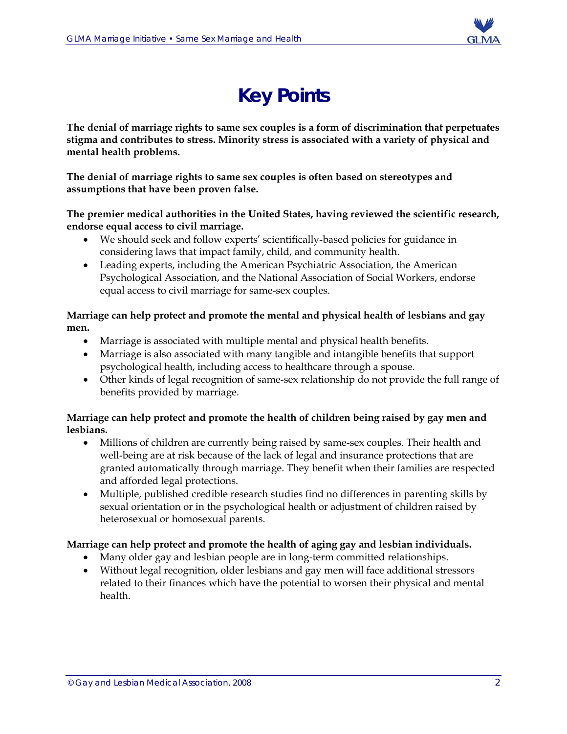# Key Points

**The denial of marriage rights to same sex couples is a form of discrimination that perpetuates stigma and contributes to stress. Minority stress is associated with a variety of physical and mental health problems.**

**The denial of marriage rights to same sex couples is often based on stereotypes and assumptions that have been proven false.**

**The premier medical authorities in the United States, having reviewed the scientific research, endorse equal access to civil marriage.**

- We should seek and follow experts' scientifically-based policies for guidance in considering laws that impact family, child, and community health.
- Leading experts, including the American Psychiatric Association, the American Psychological Association, and the National Association of Social Workers, endorse equal access to civil marriage for same-sex couples.

**Marriage can help protect and promote the mental and physical health of lesbians and gay men.**

- Marriage is associated with multiple mental and physical health benefits.
- Marriage is also associated with many tangible and intangible benefits that support psychological health, including access to healthcare through a spouse.
- Other kinds of legal recognition of same-sex relationship do not provide the full range of benefits provided by marriage.

**Marriage can help protect and promote the health of children being raised by gay men and lesbians.**

- Millions of children are currently being raised by same-sex couples. Their health and well-being are at risk because of the lack of legal and insurance protections that are granted automatically through marriage. They benefit when their families are respected and afforded legal protections.
- Multiple, published credible research studies find no differences in parenting skills by sexual orientation or in the psychological health or adjustment of children raised by heterosexual or homosexual parents.

**Marriage can help protect and promote the health of aging gay and lesbian individuals.**

- Many older gay and lesbian people are in long-term committed relationships.
- Without legal recognition, older lesbians and gay men will face additional stressors related to their finances which have the potential to worsen their physical and mental health.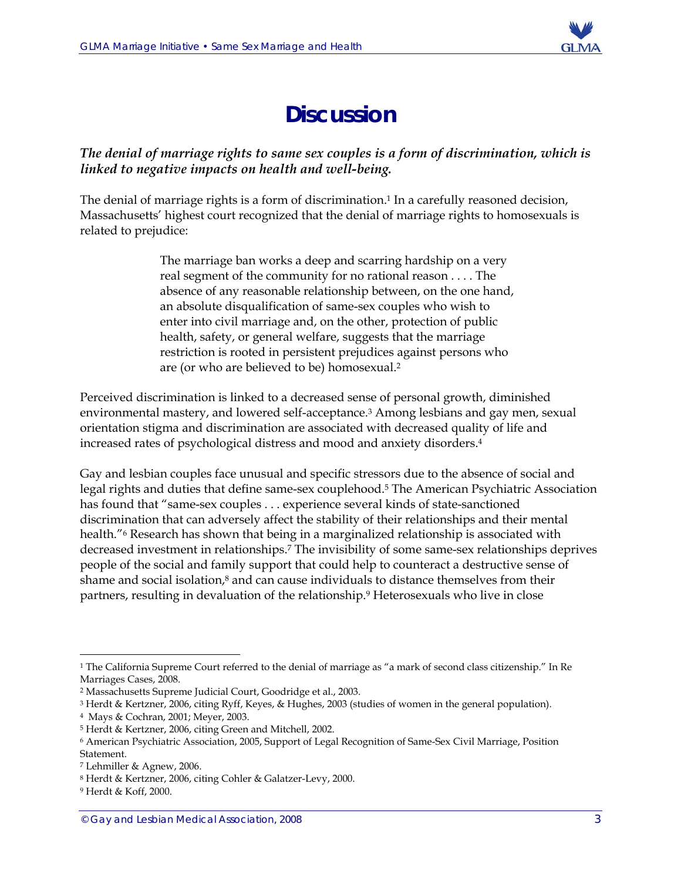# Discussion

***The denial of marriage rights to same sex couples is a form of discrimination, which is linked to negative impacts on health and well-being.***

The denial of marriage rights is a form of discrimination.[1] In a carefully reasoned decision, Massachusetts' highest court recognized that the denial of marriage rights to homosexuals is related to prejudice:

> The marriage ban works a deep and scarring hardship on a very real segment of the community for no rational reason . . . . The absence of any reasonable relationship between, on the one hand, an absolute disqualification of same-sex couples who wish to enter into civil marriage and, on the other, protection of public health, safety, or general welfare, suggests that the marriage restriction is rooted in persistent prejudices against persons who are (or who are believed to be) homosexual.[2]

Perceived discrimination is linked to a decreased sense of personal growth, diminished environmental mastery, and lowered self-acceptance.[3] Among lesbians and gay men, sexual orientation stigma and discrimination are associated with decreased quality of life and increased rates of psychological distress and mood and anxiety disorders.[4]

Gay and lesbian couples face unusual and specific stressors due to the absence of social and legal rights and duties that define same-sex couplehood.[5] The American Psychiatric Association has found that "same-sex couples . . . experience several kinds of state-sanctioned discrimination that can adversely affect the stability of their relationships and their mental health."[6] Research has shown that being in a marginalized relationship is associated with decreased investment in relationships.[7] The invisibility of some same-sex relationships deprives people of the social and family support that could help to counteract a destructive sense of shame and social isolation,[8] and can cause individuals to distance themselves from their partners, resulting in devaluation of the relationship.[9] Heterosexuals who live in close

---

[1] The California Supreme Court referred to the denial of marriage as "a mark of second class citizenship." In Re Marriages Cases, 2008.

[2] Massachusetts Supreme Judicial Court, Goodridge et al., 2003.

[3] Herdt & Kertzner, 2006, citing Ryff, Keyes, & Hughes, 2003 (studies of women in the general population).

[4] Mays & Cochran, 2001; Meyer, 2003.

[5] Herdt & Kertzner, 2006, citing Green and Mitchell, 2002.

[6] American Psychiatric Association, 2005, Support of Legal Recognition of Same-Sex Civil Marriage, Position Statement.

[7] Lehmiller & Agnew, 2006.

[8] Herdt & Kertzner, 2006, citing Cohler & Galatzer-Levy, 2000.

[9] Herdt & Koff, 2000.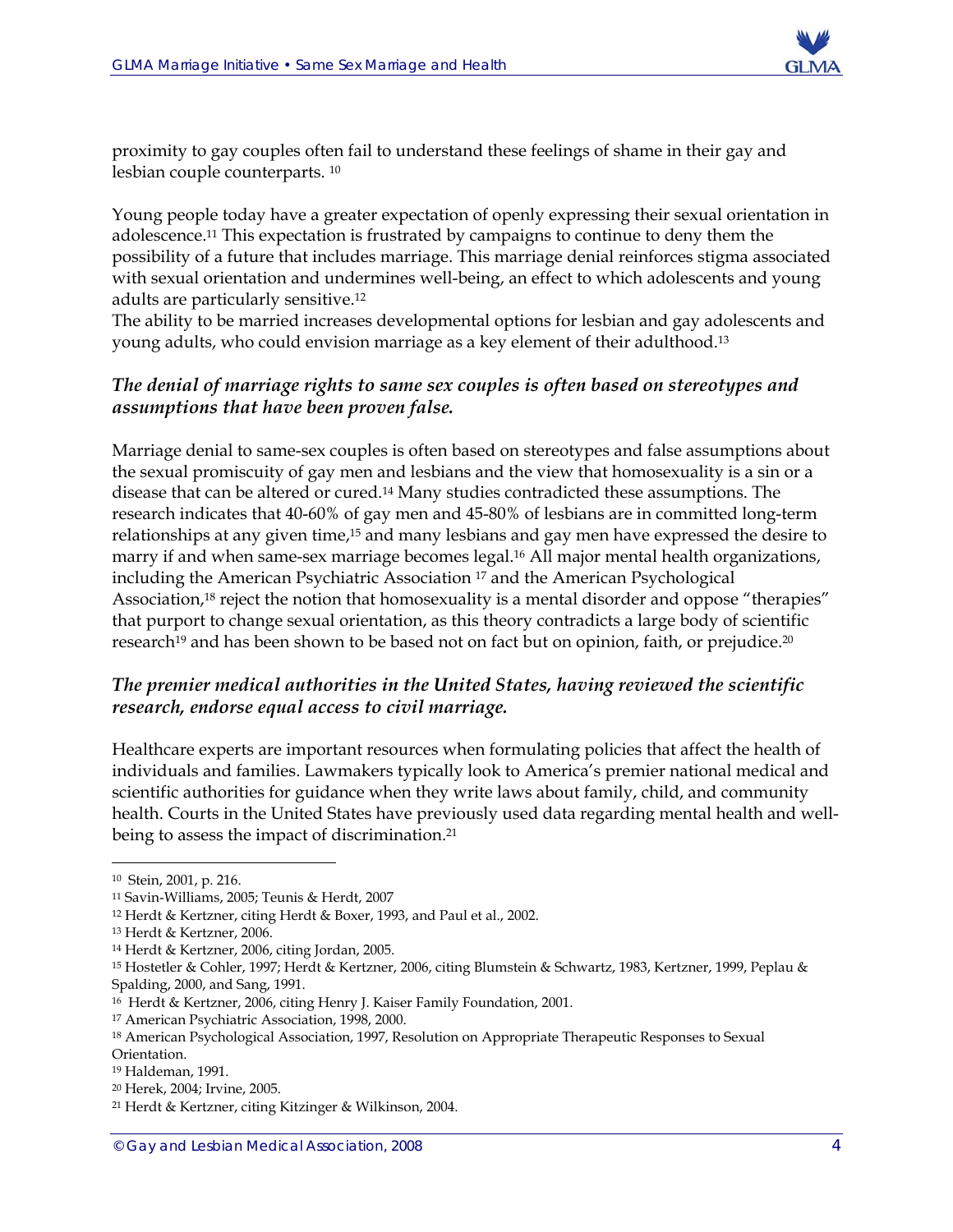proximity to gay couples often fail to understand these feelings of shame in their gay and lesbian couple counterparts. [10]

Young people today have a greater expectation of openly expressing their sexual orientation in adolescence.[11] This expectation is frustrated by campaigns to continue to deny them the possibility of a future that includes marriage. This marriage denial reinforces stigma associated with sexual orientation and undermines well-being, an effect to which adolescents and young adults are particularly sensitive.[12]
The ability to be married increases developmental options for lesbian and gay adolescents and young adults, who could envision marriage as a key element of their adulthood.[13]

### *The denial of marriage rights to same sex couples is often based on stereotypes and assumptions that have been proven false.*

Marriage denial to same-sex couples is often based on stereotypes and false assumptions about the sexual promiscuity of gay men and lesbians and the view that homosexuality is a sin or a disease that can be altered or cured.[14] Many studies contradicted these assumptions. The research indicates that 40-60% of gay men and 45-80% of lesbians are in committed long-term relationships at any given time,[15] and many lesbians and gay men have expressed the desire to marry if and when same-sex marriage becomes legal.[16] All major mental health organizations, including the American Psychiatric Association [17] and the American Psychological Association,[18] reject the notion that homosexuality is a mental disorder and oppose "therapies" that purport to change sexual orientation, as this theory contradicts a large body of scientific research[19] and has been shown to be based not on fact but on opinion, faith, or prejudice.[20]

### *The premier medical authorities in the United States, having reviewed the scientific research, endorse equal access to civil marriage.*

Healthcare experts are important resources when formulating policies that affect the health of individuals and families. Lawmakers typically look to America's premier national medical and scientific authorities for guidance when they write laws about family, child, and community health. Courts in the United States have previously used data regarding mental health and well-being to assess the impact of discrimination.[21]

---

[10] Stein, 2001, p. 216.
[11] Savin-Williams, 2005; Teunis & Herdt, 2007
[12] Herdt & Kertzner, citing Herdt & Boxer, 1993, and Paul et al., 2002.
[13] Herdt & Kertzner, 2006.
[14] Herdt & Kertzner, 2006, citing Jordan, 2005.
[15] Hostetler & Cohler, 1997; Herdt & Kertzner, 2006, citing Blumstein & Schwartz, 1983, Kertzner, 1999, Peplau & Spalding, 2000, and Sang, 1991.
[16] Herdt & Kertzner, 2006, citing Henry J. Kaiser Family Foundation, 2001.
[17] American Psychiatric Association, 1998, 2000.
[18] American Psychological Association, 1997, Resolution on Appropriate Therapeutic Responses to Sexual Orientation.
[19] Haldeman, 1991.
[20] Herek, 2004; Irvine, 2005.
[21] Herdt & Kertzner, citing Kitzinger & Wilkinson, 2004.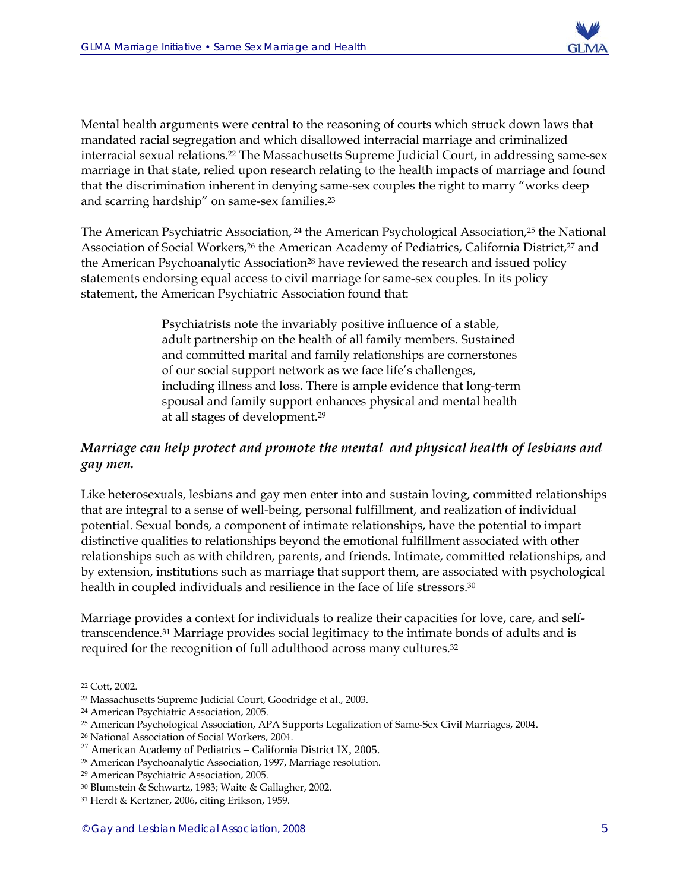Mental health arguments were central to the reasoning of courts which struck down laws that mandated racial segregation and which disallowed interracial marriage and criminalized interracial sexual relations.[22] The Massachusetts Supreme Judicial Court, in addressing same-sex marriage in that state, relied upon research relating to the health impacts of marriage and found that the discrimination inherent in denying same-sex couples the right to marry "works deep and scarring hardship" on same-sex families.[23]

The American Psychiatric Association,[24] the American Psychological Association,[25] the National Association of Social Workers,[26] the American Academy of Pediatrics, California District,[27] and the American Psychoanalytic Association[28] have reviewed the research and issued policy statements endorsing equal access to civil marriage for same-sex couples. In its policy statement, the American Psychiatric Association found that:

> Psychiatrists note the invariably positive influence of a stable, adult partnership on the health of all family members. Sustained and committed marital and family relationships are cornerstones of our social support network as we face life's challenges, including illness and loss. There is ample evidence that long-term spousal and family support enhances physical and mental health at all stages of development.[29]

### *Marriage can help protect and promote the mental and physical health of lesbians and gay men.*

Like heterosexuals, lesbians and gay men enter into and sustain loving, committed relationships that are integral to a sense of well-being, personal fulfillment, and realization of individual potential. Sexual bonds, a component of intimate relationships, have the potential to impart distinctive qualities to relationships beyond the emotional fulfillment associated with other relationships such as with children, parents, and friends. Intimate, committed relationships, and by extension, institutions such as marriage that support them, are associated with psychological health in coupled individuals and resilience in the face of life stressors.[30]

Marriage provides a context for individuals to realize their capacities for love, care, and self-transcendence.[31] Marriage provides social legitimacy to the intimate bonds of adults and is required for the recognition of full adulthood across many cultures.[32]

---

[22] Cott, 2002.
[23] Massachusetts Supreme Judicial Court, Goodridge et al., 2003.
[24] American Psychiatric Association, 2005.
[25] American Psychological Association, APA Supports Legalization of Same-Sex Civil Marriages, 2004.
[26] National Association of Social Workers, 2004.
[27] American Academy of Pediatrics – California District IX, 2005.
[28] American Psychoanalytic Association, 1997, Marriage resolution.
[29] American Psychiatric Association, 2005.
[30] Blumstein & Schwartz, 1983; Waite & Gallagher, 2002.
[31] Herdt & Kertzner, 2006, citing Erikson, 1959.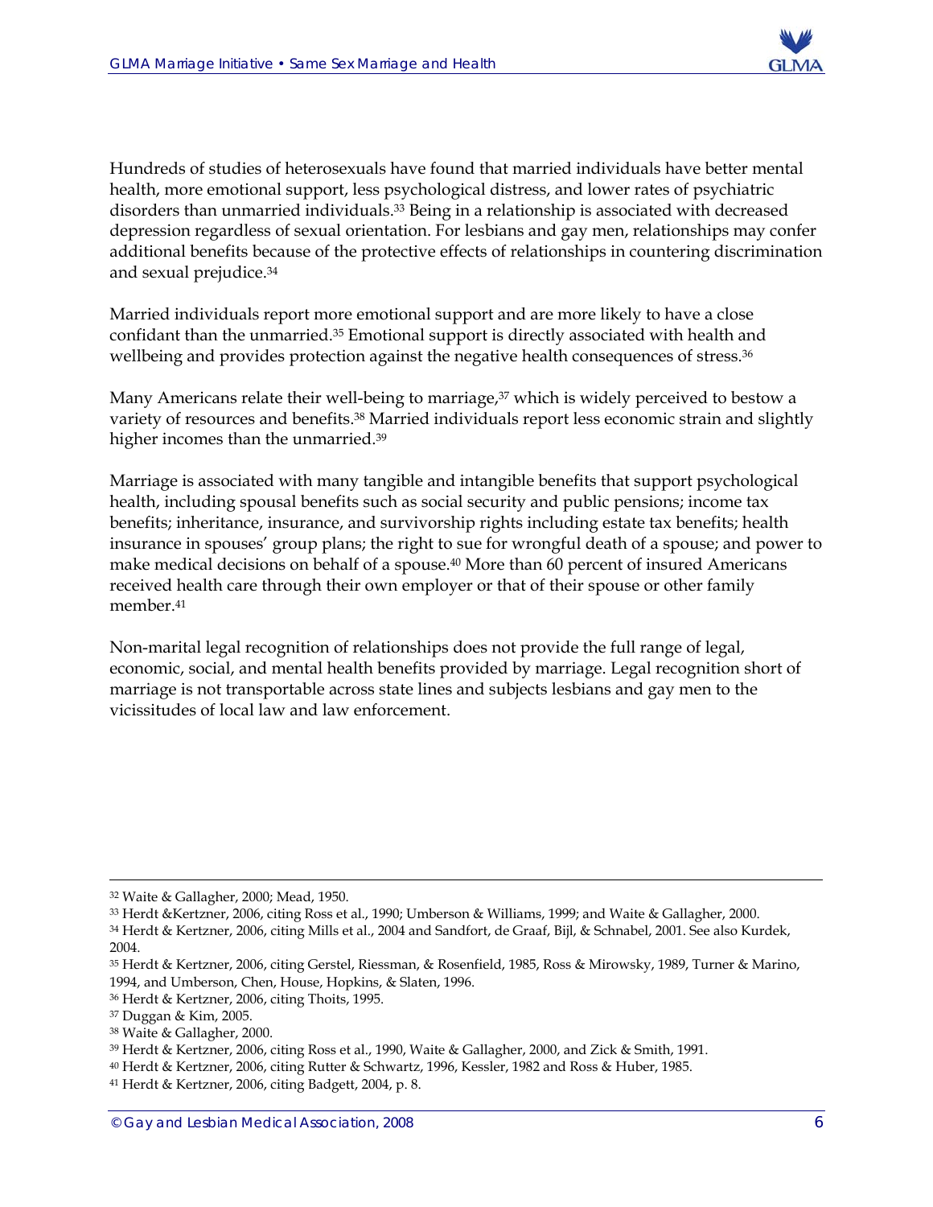Hundreds of studies of heterosexuals have found that married individuals have better mental health, more emotional support, less psychological distress, and lower rates of psychiatric disorders than unmarried individuals.[33] Being in a relationship is associated with decreased depression regardless of sexual orientation. For lesbians and gay men, relationships may confer additional benefits because of the protective effects of relationships in countering discrimination and sexual prejudice.[34]

Married individuals report more emotional support and are more likely to have a close confidant than the unmarried.[35] Emotional support is directly associated with health and wellbeing and provides protection against the negative health consequences of stress.[36]

Many Americans relate their well-being to marriage,[37] which is widely perceived to bestow a variety of resources and benefits.[38] Married individuals report less economic strain and slightly higher incomes than the unmarried.[39]

Marriage is associated with many tangible and intangible benefits that support psychological health, including spousal benefits such as social security and public pensions; income tax benefits; inheritance, insurance, and survivorship rights including estate tax benefits; health insurance in spouses' group plans; the right to sue for wrongful death of a spouse; and power to make medical decisions on behalf of a spouse.[40] More than 60 percent of insured Americans received health care through their own employer or that of their spouse or other family member.[41]

Non-marital legal recognition of relationships does not provide the full range of legal, economic, social, and mental health benefits provided by marriage. Legal recognition short of marriage is not transportable across state lines and subjects lesbians and gay men to the vicissitudes of local law and law enforcement.

---

[32] Waite & Gallagher, 2000; Mead, 1950.

[33] Herdt &Kertzner, 2006, citing Ross et al., 1990; Umberson & Williams, 1999; and Waite & Gallagher, 2000.

[34] Herdt & Kertzner, 2006, citing Mills et al., 2004 and Sandfort, de Graaf, Bijl, & Schnabel, 2001. See also Kurdek, 2004.

[35] Herdt & Kertzner, 2006, citing Gerstel, Riessman, & Rosenfield, 1985, Ross & Mirowsky, 1989, Turner & Marino, 1994, and Umberson, Chen, House, Hopkins, & Slaten, 1996.

[36] Herdt & Kertzner, 2006, citing Thoits, 1995.

[37] Duggan & Kim, 2005.

[38] Waite & Gallagher, 2000.

[39] Herdt & Kertzner, 2006, citing Ross et al., 1990, Waite & Gallagher, 2000, and Zick & Smith, 1991.

[40] Herdt & Kertzner, 2006, citing Rutter & Schwartz, 1996, Kessler, 1982 and Ross & Huber, 1985.

[41] Herdt & Kertzner, 2006, citing Badgett, 2004, p. 8.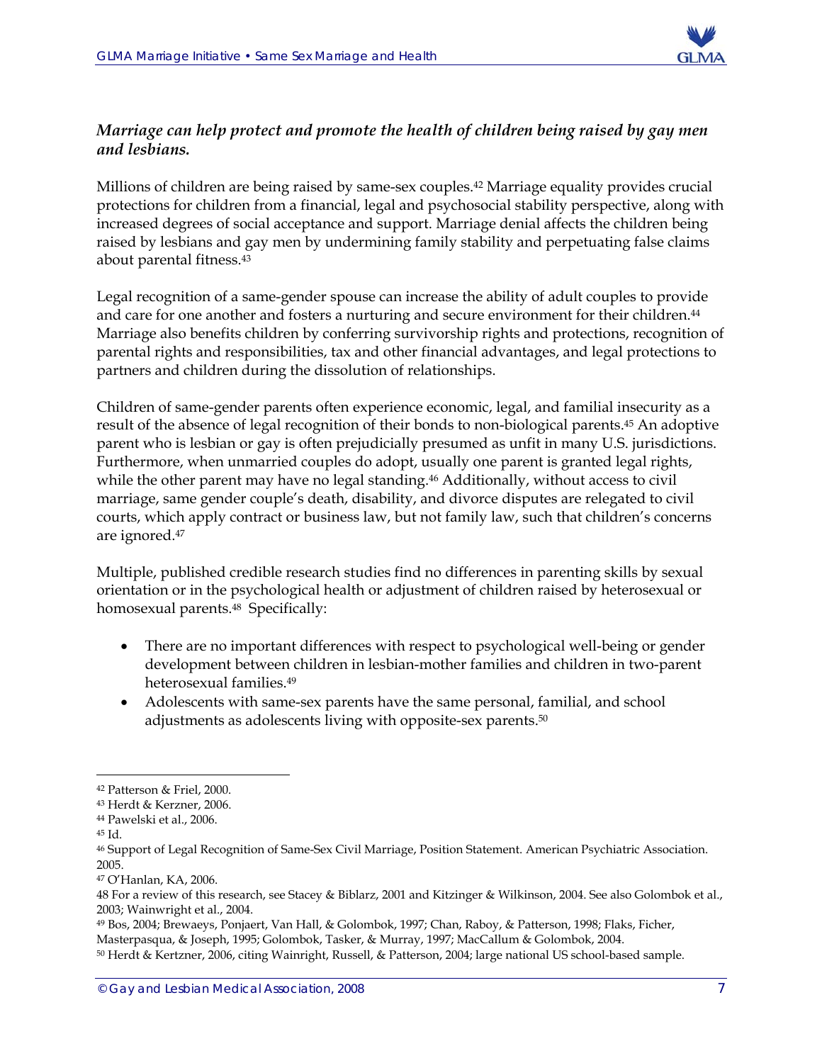### *Marriage can help protect and promote the health of children being raised by gay men and lesbians.*

Millions of children are being raised by same-sex couples.[42] Marriage equality provides crucial protections for children from a financial, legal and psychosocial stability perspective, along with increased degrees of social acceptance and support. Marriage denial affects the children being raised by lesbians and gay men by undermining family stability and perpetuating false claims about parental fitness.[43]

Legal recognition of a same-gender spouse can increase the ability of adult couples to provide and care for one another and fosters a nurturing and secure environment for their children.[44] Marriage also benefits children by conferring survivorship rights and protections, recognition of parental rights and responsibilities, tax and other financial advantages, and legal protections to partners and children during the dissolution of relationships.

Children of same-gender parents often experience economic, legal, and familial insecurity as a result of the absence of legal recognition of their bonds to non-biological parents.[45] An adoptive parent who is lesbian or gay is often prejudicially presumed as unfit in many U.S. jurisdictions. Furthermore, when unmarried couples do adopt, usually one parent is granted legal rights, while the other parent may have no legal standing.[46] Additionally, without access to civil marriage, same gender couple's death, disability, and divorce disputes are relegated to civil courts, which apply contract or business law, but not family law, such that children's concerns are ignored.[47]

Multiple, published credible research studies find no differences in parenting skills by sexual orientation or in the psychological health or adjustment of children raised by heterosexual or homosexual parents.[48] Specifically:

- There are no important differences with respect to psychological well-being or gender development between children in lesbian-mother families and children in two-parent heterosexual families.[49]
- Adolescents with same-sex parents have the same personal, familial, and school adjustments as adolescents living with opposite-sex parents.[50]

---

[42] Patterson & Friel, 2000.

[43] Herdt & Kerzner, 2006.

[44] Pawelski et al., 2006.

[45] Id.

[46] Support of Legal Recognition of Same-Sex Civil Marriage, Position Statement. American Psychiatric Association. 2005.

[47] O'Hanlan, KA, 2006.

48 For a review of this research, see Stacey & Biblarz, 2001 and Kitzinger & Wilkinson, 2004. See also Golombok et al., 2003; Wainwright et al., 2004.

[49] Bos, 2004; Brewaeys, Ponjaert, Van Hall, & Golombok, 1997; Chan, Raboy, & Patterson, 1998; Flaks, Ficher, Masterpasqua, & Joseph, 1995; Golombok, Tasker, & Murray, 1997; MacCallum & Golombok, 2004.

[50] Herdt & Kertzner, 2006, citing Wainright, Russell, & Patterson, 2004; large national US school-based sample.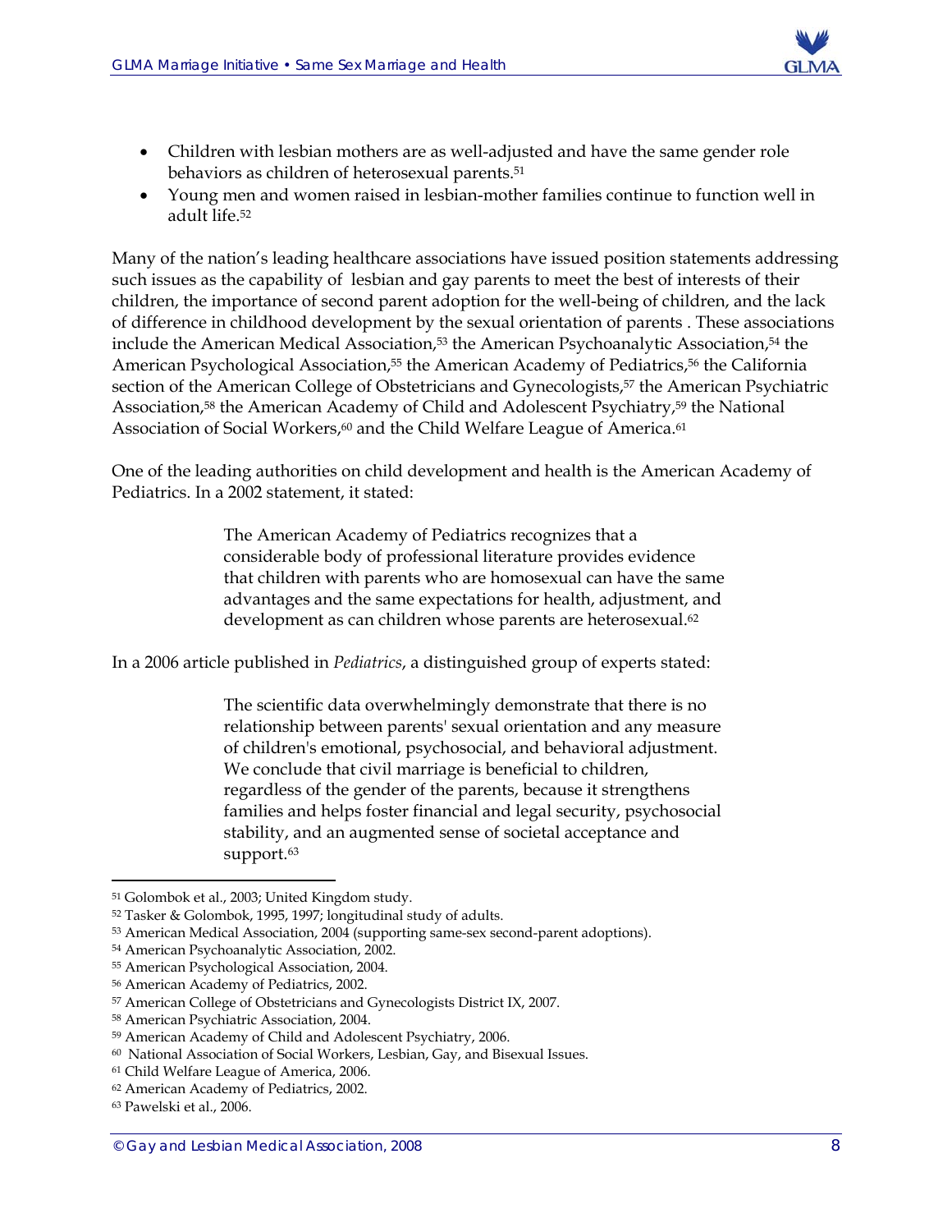- Children with lesbian mothers are as well-adjusted and have the same gender role behaviors as children of heterosexual parents.[51]
- Young men and women raised in lesbian-mother families continue to function well in adult life.[52]

Many of the nation's leading healthcare associations have issued position statements addressing such issues as the capability of lesbian and gay parents to meet the best of interests of their children, the importance of second parent adoption for the well-being of children, and the lack of difference in childhood development by the sexual orientation of parents . These associations include the American Medical Association,[53] the American Psychoanalytic Association,[54] the American Psychological Association,[55] the American Academy of Pediatrics,[56] the California section of the American College of Obstetricians and Gynecologists,[57] the American Psychiatric Association,[58] the American Academy of Child and Adolescent Psychiatry,[59] the National Association of Social Workers,[60] and the Child Welfare League of America.[61]

One of the leading authorities on child development and health is the American Academy of Pediatrics. In a 2002 statement, it stated:

> The American Academy of Pediatrics recognizes that a considerable body of professional literature provides evidence that children with parents who are homosexual can have the same advantages and the same expectations for health, adjustment, and development as can children whose parents are heterosexual.[62]

In a 2006 article published in *Pediatrics*, a distinguished group of experts stated:

> The scientific data overwhelmingly demonstrate that there is no relationship between parents' sexual orientation and any measure of children's emotional, psychosocial, and behavioral adjustment. We conclude that civil marriage is beneficial to children, regardless of the gender of the parents, because it strengthens families and helps foster financial and legal security, psychosocial stability, and an augmented sense of societal acceptance and support.[63]

---

[51] Golombok et al., 2003; United Kingdom study.
[52] Tasker & Golombok, 1995, 1997; longitudinal study of adults.
[53] American Medical Association, 2004 (supporting same-sex second-parent adoptions).
[54] American Psychoanalytic Association, 2002.
[55] American Psychological Association, 2004.
[56] American Academy of Pediatrics, 2002.
[57] American College of Obstetricians and Gynecologists District IX, 2007.
[58] American Psychiatric Association, 2004.
[59] American Academy of Child and Adolescent Psychiatry, 2006.
[60] National Association of Social Workers, Lesbian, Gay, and Bisexual Issues.
[61] Child Welfare League of America, 2006.
[62] American Academy of Pediatrics, 2002.
[63] Pawelski et al., 2006.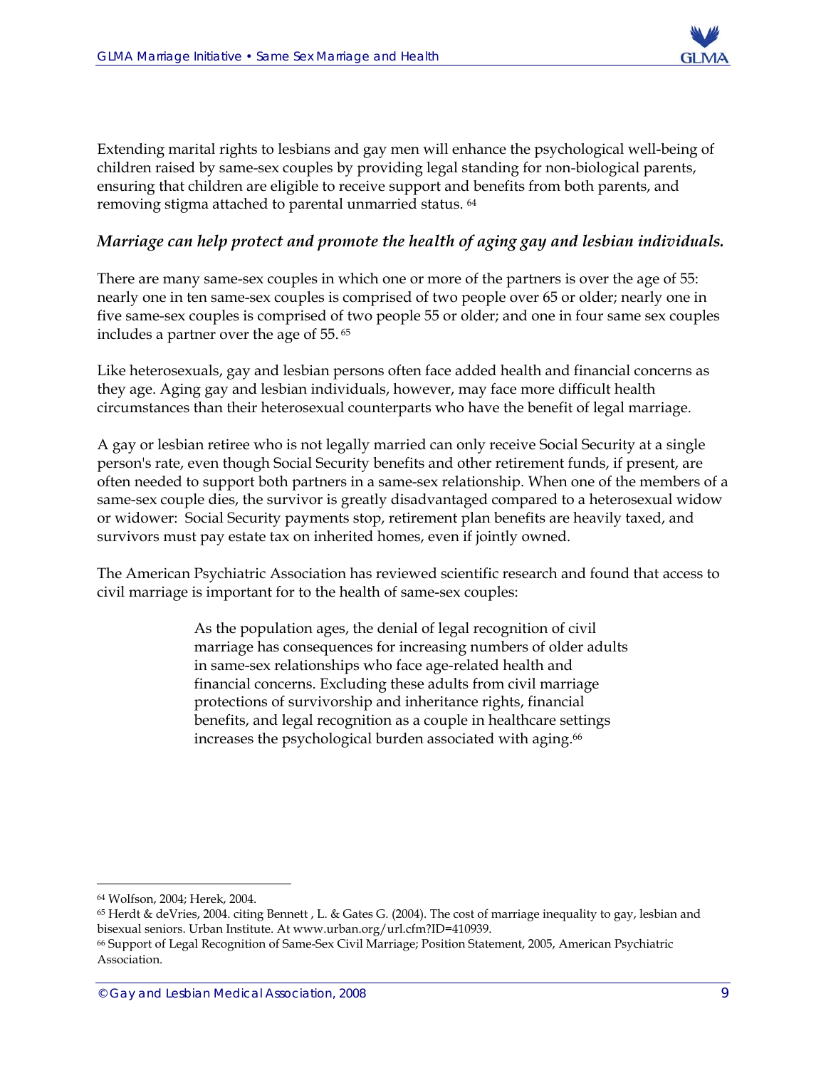Extending marital rights to lesbians and gay men will enhance the psychological well-being of children raised by same-sex couples by providing legal standing for non-biological parents, ensuring that children are eligible to receive support and benefits from both parents, and removing stigma attached to parental unmarried status. [64]

### *Marriage can help protect and promote the health of aging gay and lesbian individuals.*

There are many same-sex couples in which one or more of the partners is over the age of 55: nearly one in ten same-sex couples is comprised of two people over 65 or older; nearly one in five same-sex couples is comprised of two people 55 or older; and one in four same sex couples includes a partner over the age of 55. [65]

Like heterosexuals, gay and lesbian persons often face added health and financial concerns as they age. Aging gay and lesbian individuals, however, may face more difficult health circumstances than their heterosexual counterparts who have the benefit of legal marriage.

A gay or lesbian retiree who is not legally married can only receive Social Security at a single person's rate, even though Social Security benefits and other retirement funds, if present, are often needed to support both partners in a same-sex relationship. When one of the members of a same-sex couple dies, the survivor is greatly disadvantaged compared to a heterosexual widow or widower: Social Security payments stop, retirement plan benefits are heavily taxed, and survivors must pay estate tax on inherited homes, even if jointly owned.

The American Psychiatric Association has reviewed scientific research and found that access to civil marriage is important for to the health of same-sex couples:

> As the population ages, the denial of legal recognition of civil marriage has consequences for increasing numbers of older adults in same-sex relationships who face age-related health and financial concerns. Excluding these adults from civil marriage protections of survivorship and inheritance rights, financial benefits, and legal recognition as a couple in healthcare settings increases the psychological burden associated with aging.[66]

---

[64] Wolfson, 2004; Herek, 2004.

[65] Herdt & deVries, 2004. citing Bennett , L. & Gates G. (2004). The cost of marriage inequality to gay, lesbian and bisexual seniors. Urban Institute. At www.urban.org/url.cfm?ID=410939.

[66] Support of Legal Recognition of Same-Sex Civil Marriage; Position Statement, 2005, American Psychiatric Association.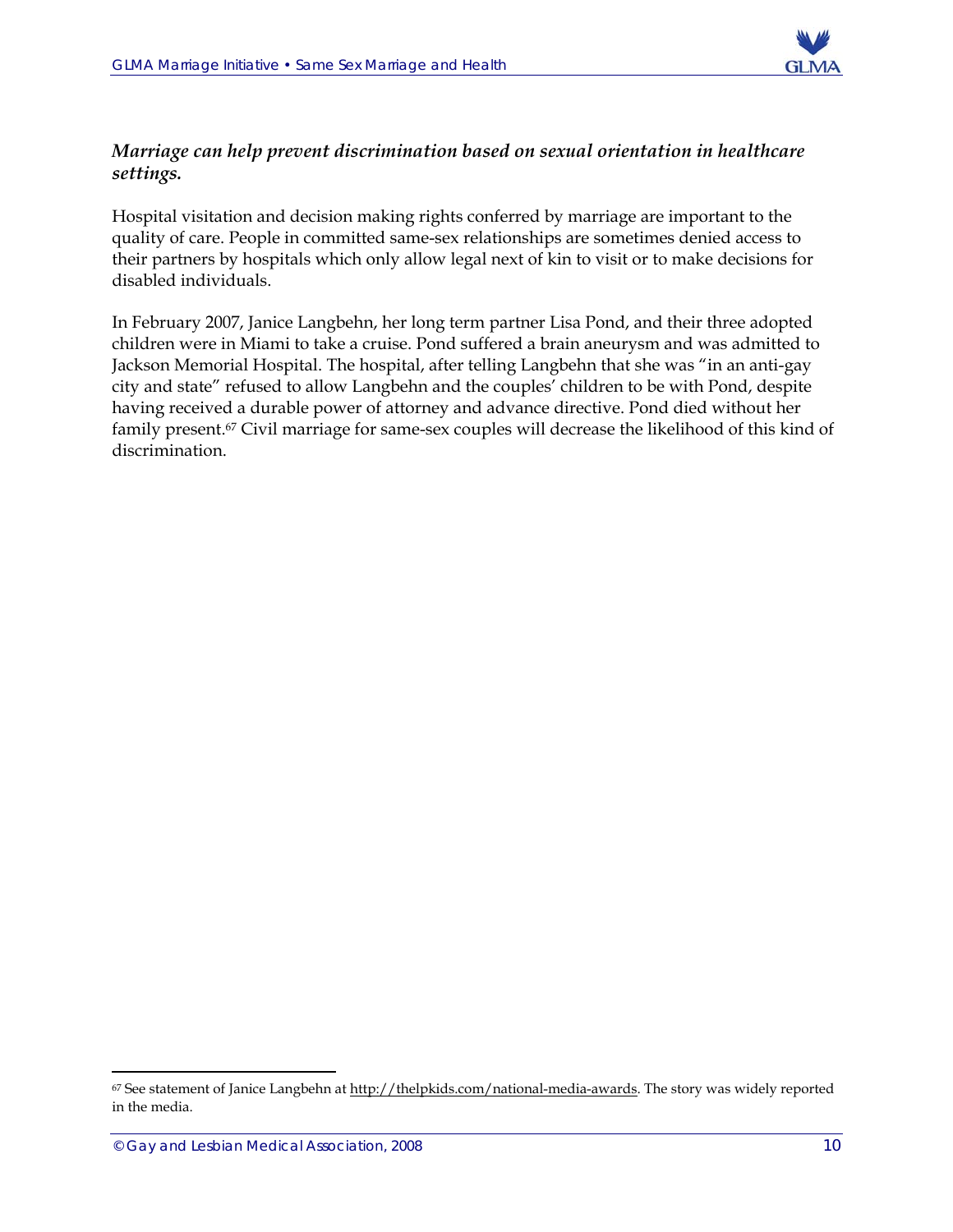*Marriage can help prevent discrimination based on sexual orientation in healthcare settings.*

Hospital visitation and decision making rights conferred by marriage are important to the quality of care. People in committed same-sex relationships are sometimes denied access to their partners by hospitals which only allow legal next of kin to visit or to make decisions for disabled individuals.

In February 2007, Janice Langbehn, her long term partner Lisa Pond, and their three adopted children were in Miami to take a cruise. Pond suffered a brain aneurysm and was admitted to Jackson Memorial Hospital. The hospital, after telling Langbehn that she was "in an anti-gay city and state" refused to allow Langbehn and the couples' children to be with Pond, despite having received a durable power of attorney and advance directive. Pond died without her family present.[67] Civil marriage for same-sex couples will decrease the likelihood of this kind of discrimination.

---

[67] See statement of Janice Langbehn at http://thelpkids.com/national-media-awards. The story was widely reported in the media.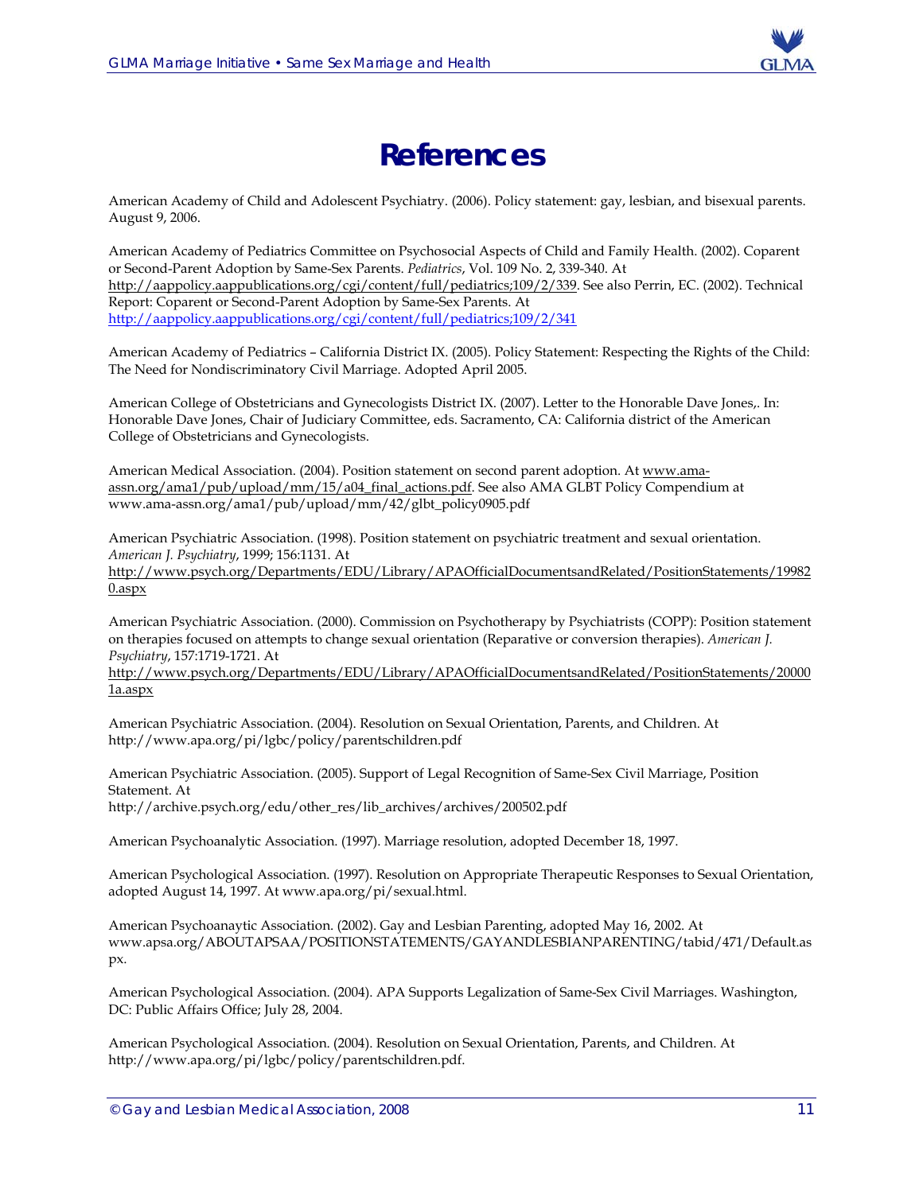# References

American Academy of Child and Adolescent Psychiatry. (2006). Policy statement: gay, lesbian, and bisexual parents. August 9, 2006.

American Academy of Pediatrics Committee on Psychosocial Aspects of Child and Family Health. (2002). Coparent or Second-Parent Adoption by Same-Sex Parents. *Pediatrics*, Vol. 109 No. 2, 339-340. At http://aappolicy.aappublications.org/cgi/content/full/pediatrics;109/2/339. See also Perrin, EC. (2002). Technical Report: Coparent or Second-Parent Adoption by Same-Sex Parents. At http://aappolicy.aappublications.org/cgi/content/full/pediatrics;109/2/341

American Academy of Pediatrics – California District IX. (2005). Policy Statement: Respecting the Rights of the Child: The Need for Nondiscriminatory Civil Marriage. Adopted April 2005.

American College of Obstetricians and Gynecologists District IX. (2007). Letter to the Honorable Dave Jones,. In: Honorable Dave Jones, Chair of Judiciary Committee, eds. Sacramento, CA: California district of the American College of Obstetricians and Gynecologists.

American Medical Association. (2004). Position statement on second parent adoption. At www.ama-assn.org/ama1/pub/upload/mm/15/a04_final_actions.pdf. See also AMA GLBT Policy Compendium at www.ama-assn.org/ama1/pub/upload/mm/42/glbt_policy0905.pdf

American Psychiatric Association. (1998). Position statement on psychiatric treatment and sexual orientation. *American J. Psychiatry*, 1999; 156:1131. At http://www.psych.org/Departments/EDU/Library/APAOfficialDocumentsandRelated/PositionStatements/199820.aspx

American Psychiatric Association. (2000). Commission on Psychotherapy by Psychiatrists (COPP): Position statement on therapies focused on attempts to change sexual orientation (Reparative or conversion therapies). *American J. Psychiatry*, 157:1719-1721. At http://www.psych.org/Departments/EDU/Library/APAOfficialDocumentsandRelated/PositionStatements/200001a.aspx

American Psychiatric Association. (2004). Resolution on Sexual Orientation, Parents, and Children. At http://www.apa.org/pi/lgbc/policy/parentschildren.pdf

American Psychiatric Association. (2005). Support of Legal Recognition of Same-Sex Civil Marriage, Position Statement. At http://archive.psych.org/edu/other_res/lib_archives/archives/200502.pdf

American Psychoanalytic Association. (1997). Marriage resolution, adopted December 18, 1997.

American Psychological Association. (1997). Resolution on Appropriate Therapeutic Responses to Sexual Orientation, adopted August 14, 1997. At www.apa.org/pi/sexual.html.

American Psychoanaytic Association. (2002). Gay and Lesbian Parenting, adopted May 16, 2002. At www.apsa.org/ABOUTAPSAA/POSITIONSTATEMENTS/GAYANDLESBIANPARENTING/tabid/471/Default.aspx.

American Psychological Association. (2004). APA Supports Legalization of Same-Sex Civil Marriages. Washington, DC: Public Affairs Office; July 28, 2004.

American Psychological Association. (2004). Resolution on Sexual Orientation, Parents, and Children. At http://www.apa.org/pi/lgbc/policy/parentschildren.pdf.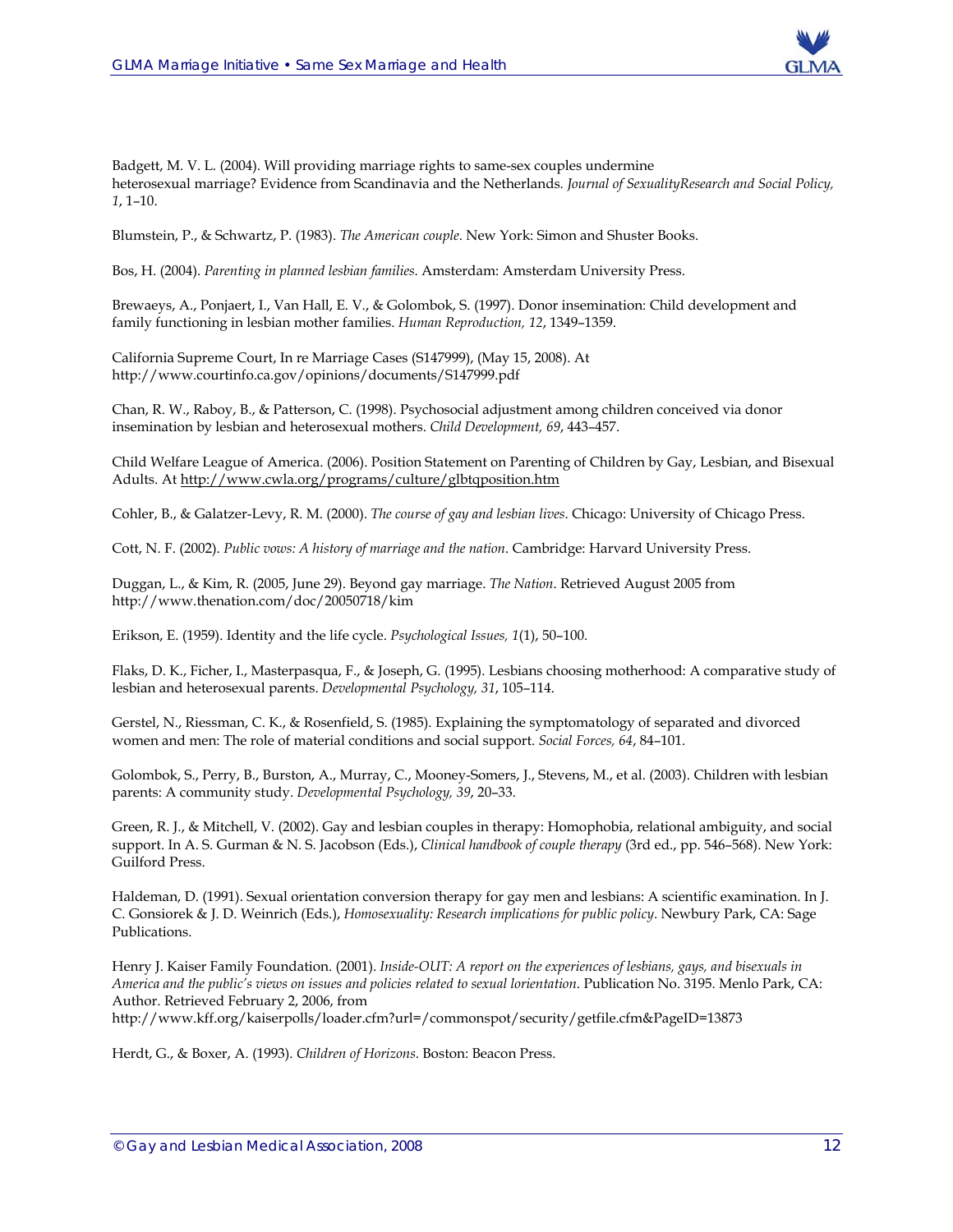Badgett, M. V. L. (2004). Will providing marriage rights to same-sex couples undermine heterosexual marriage? Evidence from Scandinavia and the Netherlands. *Journal of SexualityResearch and Social Policy, 1*, 1–10.

Blumstein, P., & Schwartz, P. (1983). *The American couple*. New York: Simon and Shuster Books.

Bos, H. (2004). *Parenting in planned lesbian families*. Amsterdam: Amsterdam University Press.

Brewaeys, A., Ponjaert, I., Van Hall, E. V., & Golombok, S. (1997). Donor insemination: Child development and family functioning in lesbian mother families. *Human Reproduction, 12*, 1349–1359.

California Supreme Court, In re Marriage Cases (S147999), (May 15, 2008). At http://www.courtinfo.ca.gov/opinions/documents/S147999.pdf

Chan, R. W., Raboy, B., & Patterson, C. (1998). Psychosocial adjustment among children conceived via donor insemination by lesbian and heterosexual mothers. *Child Development, 69*, 443–457.

Child Welfare League of America. (2006). Position Statement on Parenting of Children by Gay, Lesbian, and Bisexual Adults. At http://www.cwla.org/programs/culture/glbtqposition.htm

Cohler, B., & Galatzer-Levy, R. M. (2000). *The course of gay and lesbian lives*. Chicago: University of Chicago Press.

Cott, N. F. (2002). *Public vows: A history of marriage and the nation*. Cambridge: Harvard University Press.

Duggan, L., & Kim, R. (2005, June 29). Beyond gay marriage. *The Nation*. Retrieved August 2005 from http://www.thenation.com/doc/20050718/kim

Erikson, E. (1959). Identity and the life cycle. *Psychological Issues, 1*(1), 50–100.

Flaks, D. K., Ficher, I., Masterpasqua, F., & Joseph, G. (1995). Lesbians choosing motherhood: A comparative study of lesbian and heterosexual parents. *Developmental Psychology, 31*, 105–114.

Gerstel, N., Riessman, C. K., & Rosenfield, S. (1985). Explaining the symptomatology of separated and divorced women and men: The role of material conditions and social support. *Social Forces, 64*, 84–101.

Golombok, S., Perry, B., Burston, A., Murray, C., Mooney-Somers, J., Stevens, M., et al. (2003). Children with lesbian parents: A community study. *Developmental Psychology, 39*, 20–33.

Green, R. J., & Mitchell, V. (2002). Gay and lesbian couples in therapy: Homophobia, relational ambiguity, and social support. In A. S. Gurman & N. S. Jacobson (Eds.), *Clinical handbook of couple therapy* (3rd ed., pp. 546–568). New York: Guilford Press.

Haldeman, D. (1991). Sexual orientation conversion therapy for gay men and lesbians: A scientific examination. In J. C. Gonsiorek & J. D. Weinrich (Eds.), *Homosexuality: Research implications for public policy*. Newbury Park, CA: Sage Publications.

Henry J. Kaiser Family Foundation. (2001). *Inside-OUT: A report on the experiences of lesbians, gays, and bisexuals in America and the public's views on issues and policies related to sexual lorientation*. Publication No. 3195. Menlo Park, CA: Author. Retrieved February 2, 2006, from http://www.kff.org/kaiserpolls/loader.cfm?url=/commonspot/security/getfile.cfm&PageID=13873

Herdt, G., & Boxer, A. (1993). *Children of Horizons*. Boston: Beacon Press.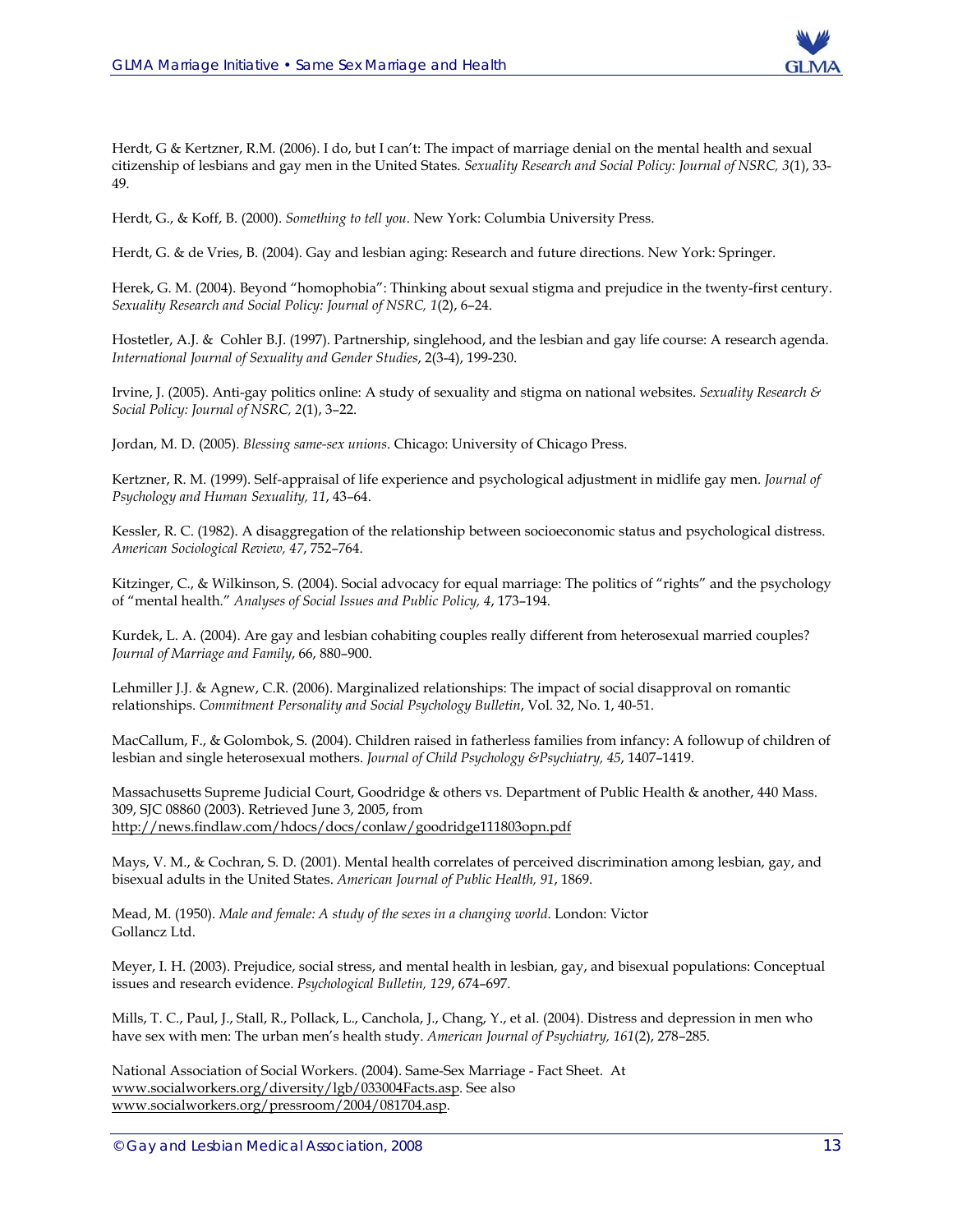Herdt, G & Kertzner, R.M. (2006). I do, but I can't: The impact of marriage denial on the mental health and sexual citizenship of lesbians and gay men in the United States. *Sexuality Research and Social Policy: Journal of NSRC, 3*(1), 33-49.

Herdt, G., & Koff, B. (2000). *Something to tell you*. New York: Columbia University Press.

Herdt, G. & de Vries, B. (2004). Gay and lesbian aging: Research and future directions. New York: Springer.

Herek, G. M. (2004). Beyond "homophobia": Thinking about sexual stigma and prejudice in the twenty-first century. *Sexuality Research and Social Policy: Journal of NSRC, 1*(2), 6–24.

Hostetler, A.J. & Cohler B.J. (1997). Partnership, singlehood, and the lesbian and gay life course: A research agenda. *International Journal of Sexuality and Gender Studies*, 2(3-4), 199-230.

Irvine, J. (2005). Anti-gay politics online: A study of sexuality and stigma on national websites. *Sexuality Research & Social Policy: Journal of NSRC, 2*(1), 3–22.

Jordan, M. D. (2005). *Blessing same-sex unions*. Chicago: University of Chicago Press.

Kertzner, R. M. (1999). Self-appraisal of life experience and psychological adjustment in midlife gay men. *Journal of Psychology and Human Sexuality, 11*, 43–64.

Kessler, R. C. (1982). A disaggregation of the relationship between socioeconomic status and psychological distress. *American Sociological Review, 47*, 752–764.

Kitzinger, C., & Wilkinson, S. (2004). Social advocacy for equal marriage: The politics of "rights" and the psychology of "mental health." *Analyses of Social Issues and Public Policy, 4*, 173–194.

Kurdek, L. A. (2004). Are gay and lesbian cohabiting couples really different from heterosexual married couples? *Journal of Marriage and Family*, 66, 880–900.

Lehmiller J.J. & Agnew, C.R. (2006). Marginalized relationships: The impact of social disapproval on romantic relationships. *Commitment Personality and Social Psychology Bulletin*, Vol. 32, No. 1, 40-51.

MacCallum, F., & Golombok, S. (2004). Children raised in fatherless families from infancy: A followup of children of lesbian and single heterosexual mothers. *Journal of Child Psychology &Psychiatry, 45*, 1407–1419.

Massachusetts Supreme Judicial Court, Goodridge & others vs. Department of Public Health & another, 440 Mass. 309, SJC 08860 (2003). Retrieved June 3, 2005, from http://news.findlaw.com/hdocs/docs/conlaw/goodridge111803opn.pdf

Mays, V. M., & Cochran, S. D. (2001). Mental health correlates of perceived discrimination among lesbian, gay, and bisexual adults in the United States. *American Journal of Public Health, 91*, 1869.

Mead, M. (1950). *Male and female: A study of the sexes in a changing world*. London: Victor Gollancz Ltd.

Meyer, I. H. (2003). Prejudice, social stress, and mental health in lesbian, gay, and bisexual populations: Conceptual issues and research evidence. *Psychological Bulletin, 129*, 674–697.

Mills, T. C., Paul, J., Stall, R., Pollack, L., Canchola, J., Chang, Y., et al. (2004). Distress and depression in men who have sex with men: The urban men's health study. *American Journal of Psychiatry, 161*(2), 278–285.

National Association of Social Workers. (2004). Same-Sex Marriage - Fact Sheet. At www.socialworkers.org/diversity/lgb/033004Facts.asp. See also www.socialworkers.org/pressroom/2004/081704.asp.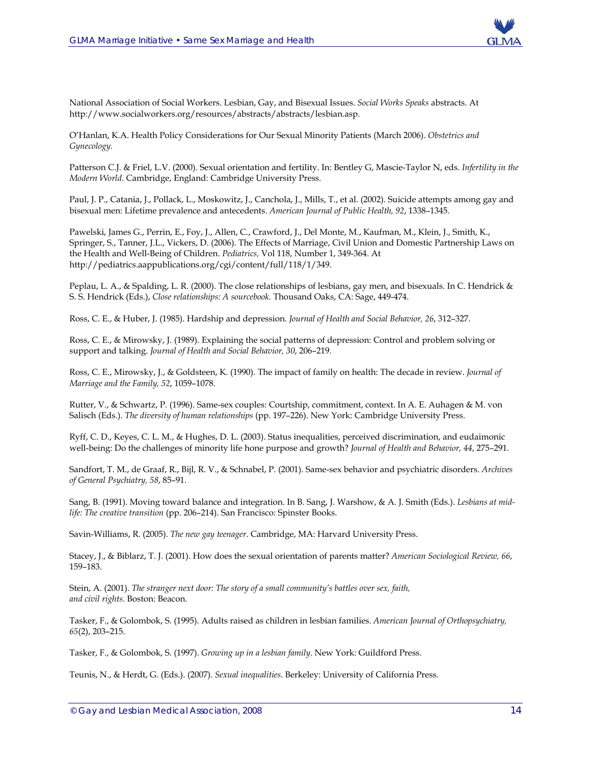National Association of Social Workers. Lesbian, Gay, and Bisexual Issues. *Social Works Speaks* abstracts. At http://www.socialworkers.org/resources/abstracts/abstracts/lesbian.asp.

O'Hanlan, K.A. Health Policy Considerations for Our Sexual Minority Patients (March 2006). *Obstetrics and Gynecology.*

Patterson C.J. & Friel, L.V. (2000). Sexual orientation and fertility. In: Bentley G, Mascie-Taylor N, eds. *Infertility in the Modern World*. Cambridge, England: Cambridge University Press.

Paul, J. P., Catania, J., Pollack, L., Moskowitz, J., Canchola, J., Mills, T., et al. (2002). Suicide attempts among gay and bisexual men: Lifetime prevalence and antecedents. *American Journal of Public Health, 92*, 1338–1345.

Pawelski, James G., Perrin, E., Foy, J., Allen, C., Crawford, J., Del Monte, M., Kaufman, M., Klein, J., Smith, K., Springer, S., Tanner, J.L., Vickers, D. (2006). The Effects of Marriage, Civil Union and Domestic Partnership Laws on the Health and Well-Being of Children. *Pediatrics,* Vol 118, Number 1, 349-364. At http://pediatrics.aappublications.org/cgi/content/full/118/1/349.

Peplau, L. A., & Spalding, L. R. (2000). The close relationships of lesbians, gay men, and bisexuals. In C. Hendrick & S. S. Hendrick (Eds.), *Close relationships: A sourcebook.* Thousand Oaks, CA: Sage, 449-474.

Ross, C. E., & Huber, J. (1985). Hardship and depression. *Journal of Health and Social Behavior, 26*, 312–327.

Ross, C. E., & Mirowsky, J. (1989). Explaining the social patterns of depression: Control and problem solving or support and talking. *Journal of Health and Social Behavior, 30*, 206–219.

Ross, C. E., Mirowsky, J., & Goldsteen, K. (1990). The impact of family on health: The decade in review. *Journal of Marriage and the Family, 52*, 1059–1078.

Rutter, V., & Schwartz, P. (1996). Same-sex couples: Courtship, commitment, context. In A. E. Auhagen & M. von Salisch (Eds.). *The diversity of human relationships* (pp. 197–226). New York: Cambridge University Press.

Ryff, C. D., Keyes, C. L. M., & Hughes, D. L. (2003). Status inequalities, perceived discrimination, and eudaimonic well-being: Do the challenges of minority life hone purpose and growth? *Journal of Health and Behavior, 44*, 275–291.

Sandfort, T. M., de Graaf, R., Bijl, R. V., & Schnabel, P. (2001). Same-sex behavior and psychiatric disorders. *Archives of General Psychiatry, 58*, 85–91.

Sang, B. (1991). Moving toward balance and integration. In B. Sang, J. Warshow, & A. J. Smith (Eds.). *Lesbians at mid-life: The creative transition* (pp. 206–214). San Francisco: Spinster Books.

Savin-Williams, R. (2005). *The new gay teenager*. Cambridge, MA: Harvard University Press.

Stacey, J., & Biblarz, T. J. (2001). How does the sexual orientation of parents matter? *American Sociological Review, 66*, 159–183.

Stein, A. (2001). *The stranger next door: The story of a small community's battles over sex, faith, and civil rights*. Boston: Beacon.

Tasker, F., & Golombok, S. (1995). Adults raised as children in lesbian families. *American Journal of Orthopsychiatry, 65*(2), 203–215.

Tasker, F., & Golombok, S. (1997). *Growing up in a lesbian family*. New York: Guildford Press.

Teunis, N., & Herdt, G. (Eds.). (2007). *Sexual inequalities*. Berkeley: University of California Press.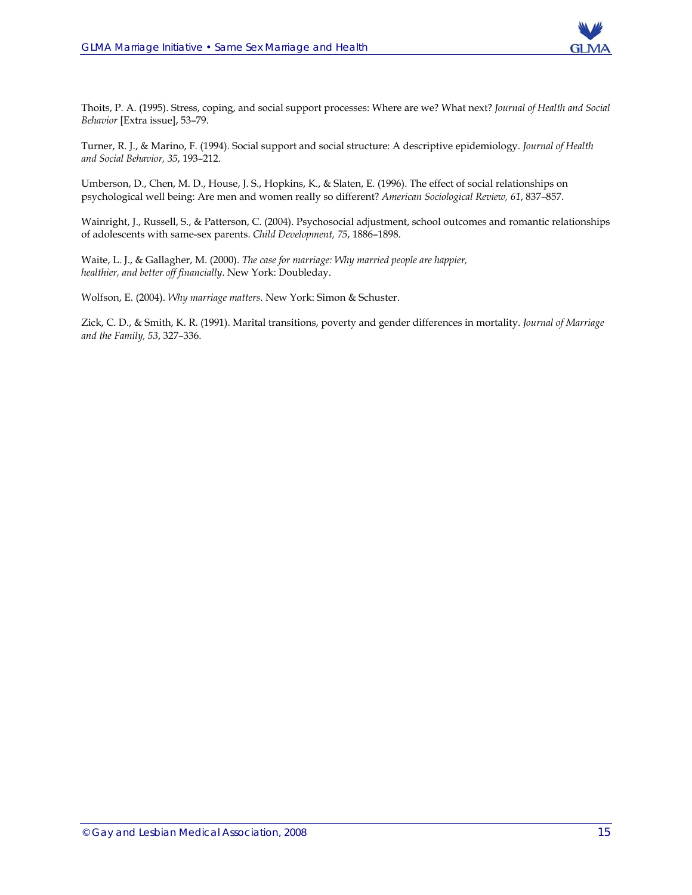Thoits, P. A. (1995). Stress, coping, and social support processes: Where are we? What next? *Journal of Health and Social Behavior* [Extra issue], 53–79.

Turner, R. J., & Marino, F. (1994). Social support and social structure: A descriptive epidemiology. *Journal of Health and Social Behavior, 35*, 193–212.

Umberson, D., Chen, M. D., House, J. S., Hopkins, K., & Slaten, E. (1996). The effect of social relationships on psychological well being: Are men and women really so different? *American Sociological Review, 61*, 837–857.

Wainright, J., Russell, S., & Patterson, C. (2004). Psychosocial adjustment, school outcomes and romantic relationships of adolescents with same-sex parents. *Child Development, 75*, 1886–1898.

Waite, L. J., & Gallagher, M. (2000). *The case for marriage: Why married people are happier, healthier, and better off financially*. New York: Doubleday.

Wolfson, E. (2004). *Why marriage matters*. New York: Simon & Schuster.

Zick, C. D., & Smith, K. R. (1991). Marital transitions, poverty and gender differences in mortality. *Journal of Marriage and the Family, 53*, 327–336.